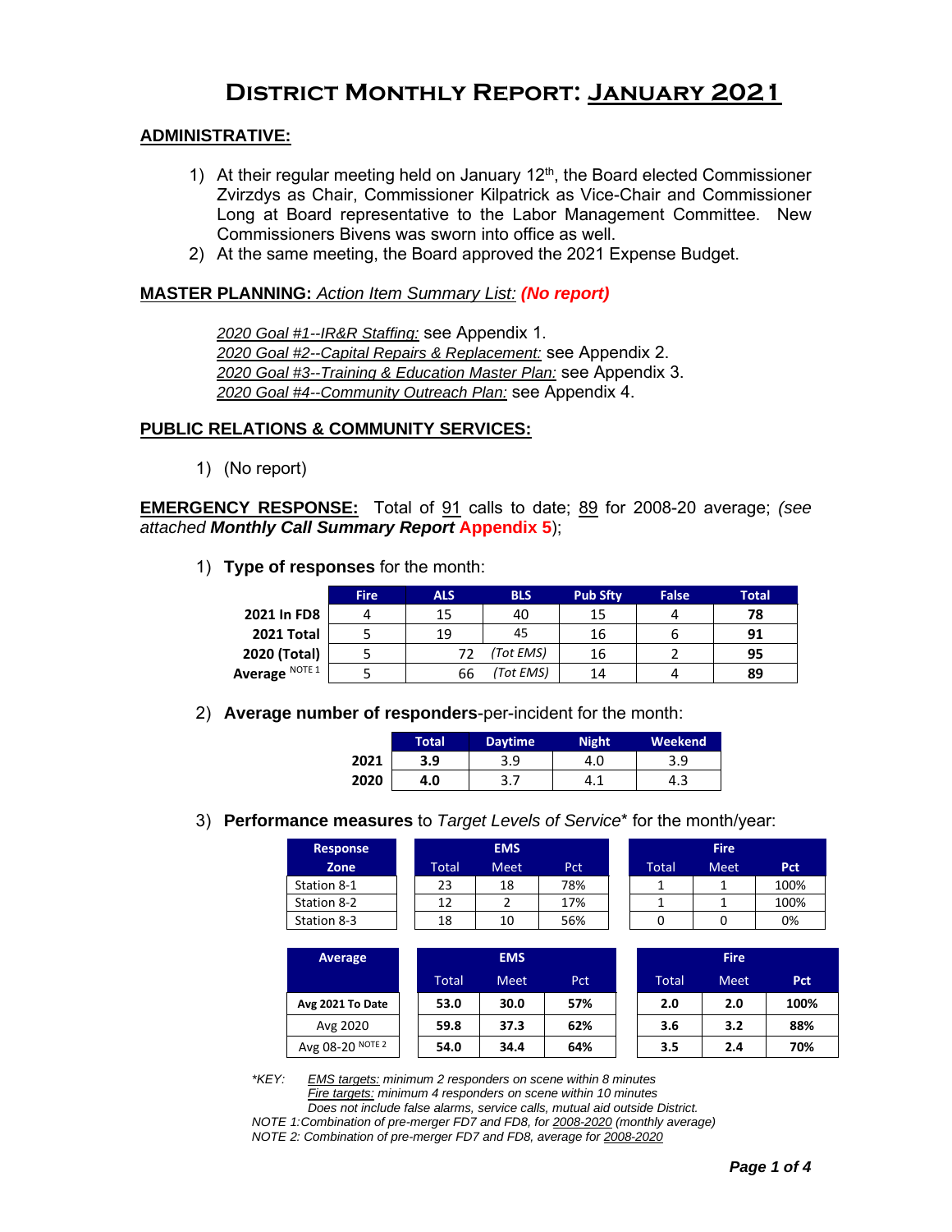# District Monthly Report: January 2021

## ADMINISTRATIVE:

1) At their regular meeting held on January 12th, the Board elected Commissioner Zvirzdys as Chair, Commissioner Kilpatrick as Vice-Chair and Commissioner Long at Board representative to the Labor Management Committee. New Commissioners Bivens was sworn into office as well.
2) At the same meeting, the Board approved the 2021 Expense Budget.

**MASTER PLANNING:** *Action Item Summary List:* ***(No report)***

*2020 Goal #1--IR&R Staffing:* see Appendix 1.
*2020 Goal #2--Capital Repairs & Replacement:* see Appendix 2.
*2020 Goal #3--Training & Education Master Plan:* see Appendix 3.
*2020 Goal #4--Community Outreach Plan:* see Appendix 4.

## PUBLIC RELATIONS & COMMUNITY SERVICES:

1) (No report)

**EMERGENCY RESPONSE:** Total of 91 calls to date; 89 for 2008-20 average; *(see attached* ***Monthly Call Summary Report*** **Appendix 5**);

1) **Type of responses** for the month:

| | Fire | ALS | BLS | Pub Sfty | False | Total |
|---|---|---|---|---|---|---|
| **2021 In FD8** | 4 | 15 | 40 | 15 | 4 | **78** |
| **2021 Total** | 5 | 19 | 45 | 16 | 6 | **91** |
| **2020 (Total)** | 5 | 72 | *(Tot EMS)* | 16 | 2 | **95** |
| **Average** NOTE 1 | 5 | 66 | *(Tot EMS)* | 14 | 4 | **89** |

2) **Average number of responders**-per-incident for the month:

| | Total | Daytime | Night | Weekend |
|---|---|---|---|---|
| **2021** | **3.9** | 3.9 | 4.0 | 3.9 |
| **2020** | **4.0** | 3.7 | 4.1 | 4.3 |

3) **Performance measures** to *Target Levels of Service*\* for the month/year:

| Response Zone | EMS Total | EMS Meet | EMS Pct | Fire Total | Fire Meet | Fire Pct |
|---|---|---|---|---|---|---|
| Station 8-1 | 23 | 18 | 78% | 1 | 1 | 100% |
| Station 8-2 | 12 | 2 | 17% | 1 | 1 | 100% |
| Station 8-3 | 18 | 10 | 56% | 0 | 0 | 0% |

| Average | EMS Total | EMS Meet | EMS Pct | Fire Total | Fire Meet | Fire Pct |
|---|---|---|---|---|---|---|
| **Avg 2021 To Date** | **53.0** | **30.0** | **57%** | **2.0** | **2.0** | **100%** |
| Avg 2020 | **59.8** | **37.3** | **62%** | **3.6** | **3.2** | **88%** |
| Avg 08-20 NOTE 2 | **54.0** | **34.4** | **64%** | **3.5** | **2.4** | **70%** |

*\*KEY: EMS targets: minimum 2 responders on scene within 8 minutes*
*Fire targets: minimum 4 responders on scene within 10 minutes*
*Does not include false alarms, service calls, mutual aid outside District.*
*NOTE 1: Combination of pre-merger FD7 and FD8, for 2008-2020 (monthly average)*
*NOTE 2: Combination of pre-merger FD7 and FD8, average for 2008-2020*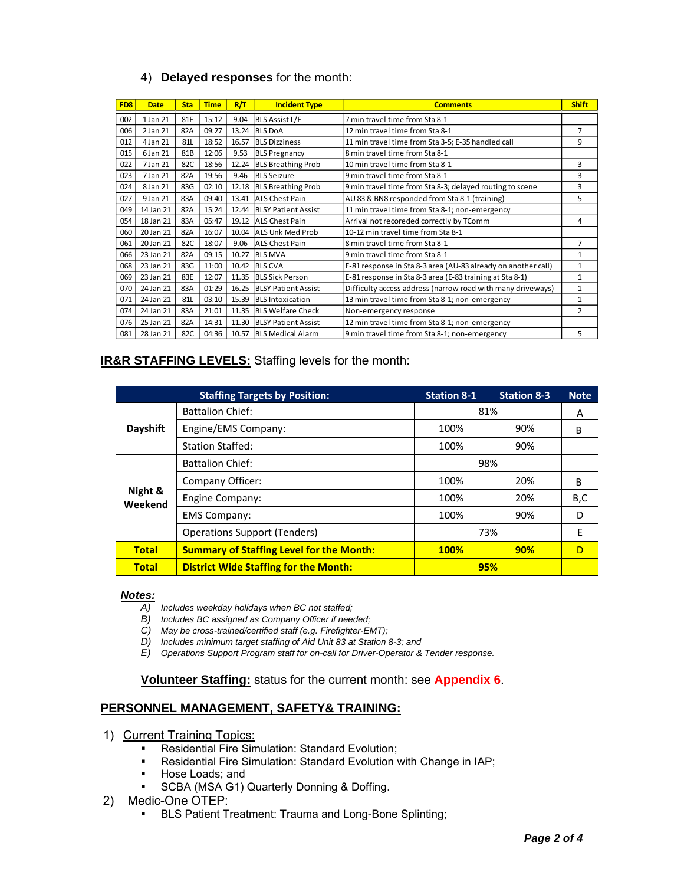4) **Delayed responses** for the month:

| FD8 | Date | Sta | Time | R/T | Incident Type | Comments | Shift |
|---|---|---|---|---|---|---|---|
| 002 | 1 Jan 21 | 81E | 15:12 | 9.04 | BLS Assist L/E | 7 min travel time from Sta 8-1 | |
| 006 | 2 Jan 21 | 82A | 09:27 | 13.24 | BLS DoA | 12 min travel time from Sta 8-1 | 7 |
| 012 | 4 Jan 21 | 81L | 18:52 | 16.57 | BLS Dizziness | 11 min travel time from Sta 3-5; E-35 handled call | 9 |
| 015 | 6 Jan 21 | 81B | 12:06 | 9.53 | BLS Pregnancy | 8 min travel time from Sta 8-1 | |
| 022 | 7 Jan 21 | 82C | 18:56 | 12.24 | BLS Breathing Prob | 10 min travel time from Sta 8-1 | 3 |
| 023 | 7 Jan 21 | 82A | 19:56 | 9.46 | BLS Seizure | 9 min travel time from Sta 8-1 | 3 |
| 024 | 8 Jan 21 | 83G | 02:10 | 12.18 | BLS Breathing Prob | 9 min travel time from Sta 8-3; delayed routing to scene | 3 |
| 027 | 9 Jan 21 | 83A | 09:40 | 13.41 | ALS Chest Pain | AU 83 & BN8 responded from Sta 8-1 (training) | 5 |
| 049 | 14 Jan 21 | 82A | 15:24 | 12.44 | BLSY Patient Assist | 11 min travel time from Sta 8-1; non-emergency | |
| 054 | 18 Jan 21 | 83A | 05:47 | 19.12 | ALS Chest Pain | Arrival not recoreded correctly by TComm | 4 |
| 060 | 20 Jan 21 | 82A | 16:07 | 10.04 | ALS Unk Med Prob | 10-12 min travel time from Sta 8-1 | |
| 061 | 20 Jan 21 | 82C | 18:07 | 9.06 | ALS Chest Pain | 8 min travel time from Sta 8-1 | 7 |
| 066 | 23 Jan 21 | 82A | 09:15 | 10.27 | BLS MVA | 9 min travel time from Sta 8-1 | 1 |
| 068 | 23 Jan 21 | 83G | 11:00 | 10.42 | BLS CVA | E-81 response in Sta 8-3 area (AU-83 already on another call) | 1 |
| 069 | 23 Jan 21 | 83E | 12:07 | 11.35 | BLS Sick Person | E-81 response in Sta 8-3 area (E-83 training at Sta 8-1) | 1 |
| 070 | 24 Jan 21 | 83A | 01:29 | 16.25 | BLSY Patient Assist | Difficulty access address (narrow road with many driveways) | 1 |
| 071 | 24 Jan 21 | 81L | 03:10 | 15.39 | BLS Intoxication | 13 min travel time from Sta 8-1; non-emergency | 1 |
| 074 | 24 Jan 21 | 83A | 21:01 | 11.35 | BLS Welfare Check | Non-emergency response | 2 |
| 076 | 25 Jan 21 | 82A | 14:31 | 11.30 | BLSY Patient Assist | 12 min travel time from Sta 8-1; non-emergency | |
| 081 | 28 Jan 21 | 82C | 04:36 | 10.57 | BLS Medical Alarm | 9 min travel time from Sta 8-1; non-emergency | 5 |

**IR&R STAFFING LEVELS:** Staffing levels for the month:

| | Staffing Targets by Position: | Station 8-1 | Station 8-3 | Note |
|---|---|---|---|---|
| Dayshift | Battalion Chief: | 81% | | A |
| | Engine/EMS Company: | 100% | 90% | B |
| | Station Staffed: | 100% | 90% | |
| Night & Weekend | Battalion Chief: | 98% | | |
| | Company Officer: | 100% | 20% | B |
| | Engine Company: | 100% | 20% | B,C |
| | EMS Company: | 100% | 90% | D |
| | Operations Support (Tenders) | 73% | | E |
| **Total** | **Summary of Staffing Level for the Month:** | **100%** | **90%** | D |
| **Total** | **District Wide Staffing for the Month:** | **95%** | | |

***Notes:***

*A) Includes weekday holidays when BC not staffed;*
*B) Includes BC assigned as Company Officer if needed;*
*C) May be cross-trained/certified staff (e.g. Firefighter-EMT);*
*D) Includes minimum target staffing of Aid Unit 83 at Station 8-3; and*
*E) Operations Support Program staff for on-call for Driver-Operator & Tender response.*

**Volunteer Staffing:** status for the current month: see **Appendix 6**.

## PERSONNEL MANAGEMENT, SAFETY& TRAINING:

1) Current Training Topics:
   - Residential Fire Simulation: Standard Evolution;
   - Residential Fire Simulation: Standard Evolution with Change in IAP;
   - Hose Loads; and
   - SCBA (MSA G1) Quarterly Donning & Doffing.
2) Medic-One OTEP:
   - BLS Patient Treatment: Trauma and Long-Bone Splinting;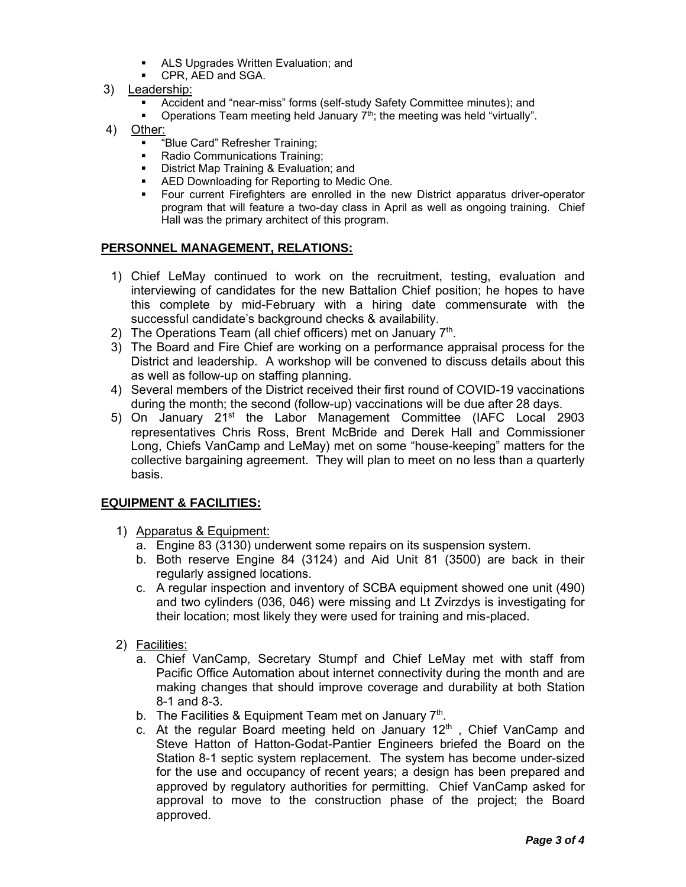- ALS Upgrades Written Evaluation; and
- CPR, AED and SGA.

3) Leadership:
   - Accident and "near-miss" forms (self-study Safety Committee minutes); and
   - Operations Team meeting held January 7th; the meeting was held "virtually".

4) Other:
   - "Blue Card" Refresher Training;
   - Radio Communications Training;
   - District Map Training & Evaluation; and
   - AED Downloading for Reporting to Medic One.
   - Four current Firefighters are enrolled in the new District apparatus driver-operator program that will feature a two-day class in April as well as ongoing training. Chief Hall was the primary architect of this program.

## PERSONNEL MANAGEMENT, RELATIONS:

1) Chief LeMay continued to work on the recruitment, testing, evaluation and interviewing of candidates for the new Battalion Chief position; he hopes to have this complete by mid-February with a hiring date commensurate with the successful candidate's background checks & availability.
2) The Operations Team (all chief officers) met on January 7th.
3) The Board and Fire Chief are working on a performance appraisal process for the District and leadership. A workshop will be convened to discuss details about this as well as follow-up on staffing planning.
4) Several members of the District received their first round of COVID-19 vaccinations during the month; the second (follow-up) vaccinations will be due after 28 days.
5) On January 21st the Labor Management Committee (IAFC Local 2903 representatives Chris Ross, Brent McBride and Derek Hall and Commissioner Long, Chiefs VanCamp and LeMay) met on some "house-keeping" matters for the collective bargaining agreement. They will plan to meet on no less than a quarterly basis.

## EQUIPMENT & FACILITIES:

1) Apparatus & Equipment:
   a. Engine 83 (3130) underwent some repairs on its suspension system.
   b. Both reserve Engine 84 (3124) and Aid Unit 81 (3500) are back in their regularly assigned locations.
   c. A regular inspection and inventory of SCBA equipment showed one unit (490) and two cylinders (036, 046) were missing and Lt Zvirzdys is investigating for their location; most likely they were used for training and mis-placed.

2) Facilities:
   a. Chief VanCamp, Secretary Stumpf and Chief LeMay met with staff from Pacific Office Automation about internet connectivity during the month and are making changes that should improve coverage and durability at both Station 8-1 and 8-3.
   b. The Facilities & Equipment Team met on January 7th.
   c. At the regular Board meeting held on January 12th , Chief VanCamp and Steve Hatton of Hatton-Godat-Pantier Engineers briefed the Board on the Station 8-1 septic system replacement. The system has become under-sized for the use and occupancy of recent years; a design has been prepared and approved by regulatory authorities for permitting. Chief VanCamp asked for approval to move to the construction phase of the project; the Board approved.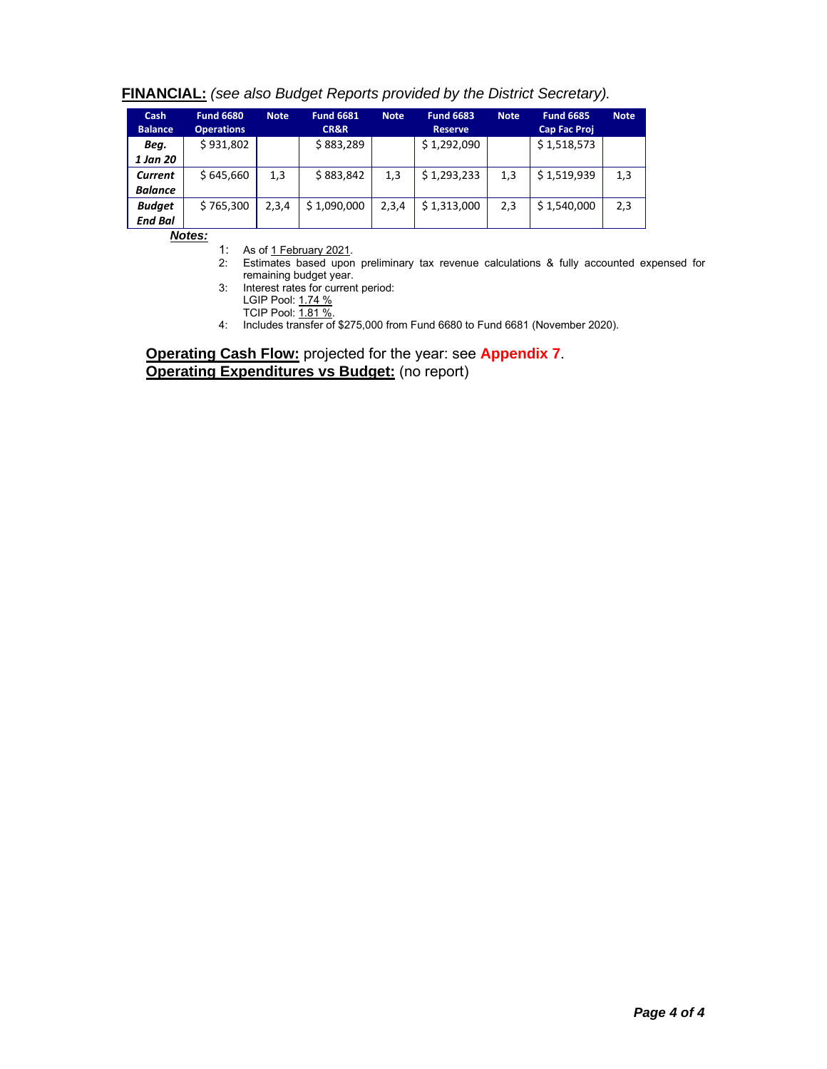**FINANCIAL:** *(see also Budget Reports provided by the District Secretary).*

| Cash Balance | Fund 6680 Operations | Note | Fund 6681 CR&R | Note | Fund 6683 Reserve | Note | Fund 6685 Cap Fac Proj | Note |
|---|---|---|---|---|---|---|---|---|
| ***Beg. 1 Jan 20*** | $ 931,802 | | $ 883,289 | | $ 1,292,090 | | $ 1,518,573 | |
| ***Current Balance*** | $ 645,660 | 1,3 | $ 883,842 | 1,3 | $ 1,293,233 | 1,3 | $ 1,519,939 | 1,3 |
| ***Budget End Bal*** | $ 765,300 | 2,3,4 | $ 1,090,000 | 2,3,4 | $ 1,313,000 | 2,3 | $ 1,540,000 | 2,3 |

***Notes:***

1: As of 1 February 2021.
2: Estimates based upon preliminary tax revenue calculations & fully accounted expensed for remaining budget year.
3: Interest rates for current period:
LGIP Pool: 1.74 %
TCIP Pool: 1.81 %.
4: Includes transfer of $275,000 from Fund 6680 to Fund 6681 (November 2020).

**Operating Cash Flow:** projected for the year: see **Appendix 7**.
**Operating Expenditures vs Budget:** (no report)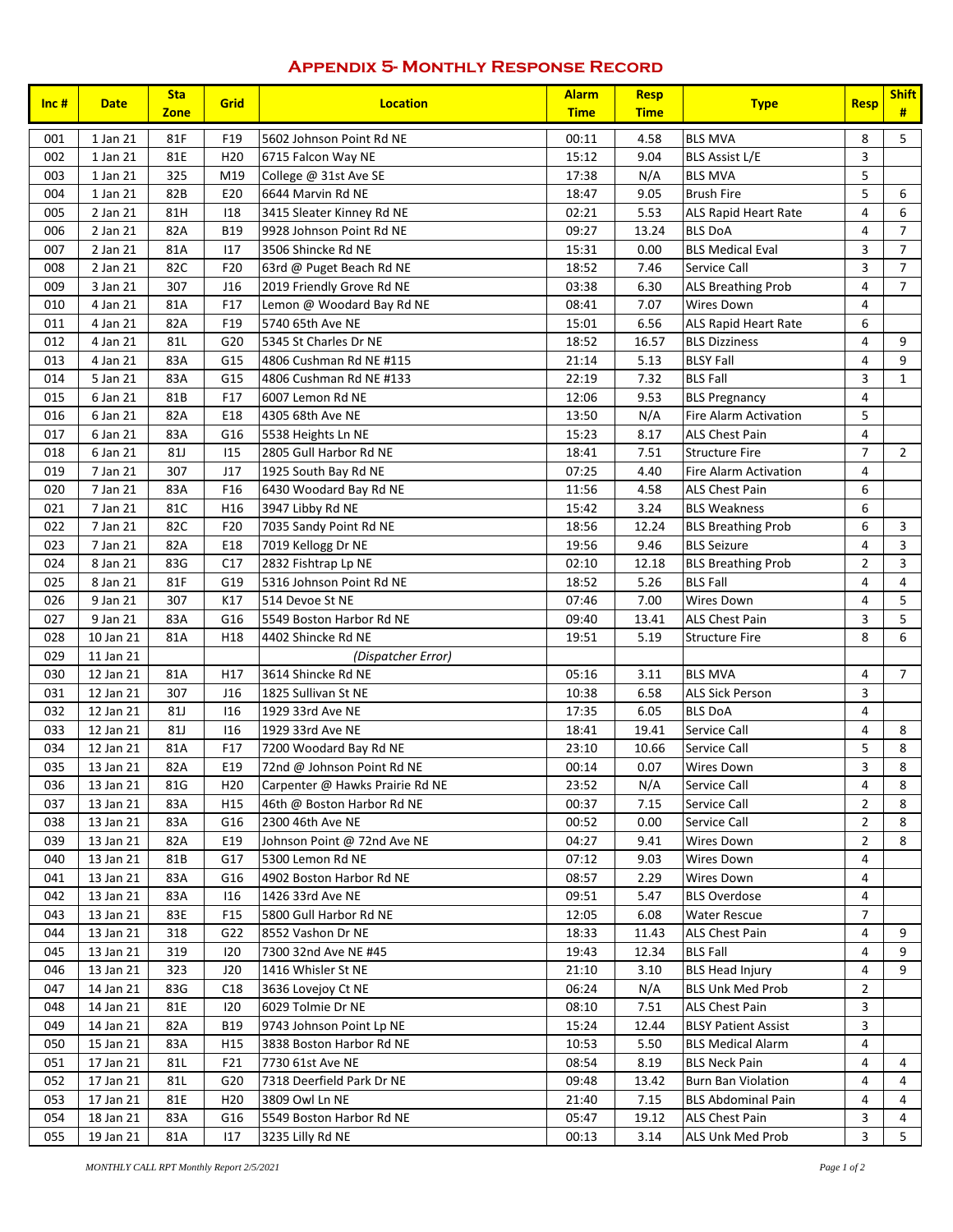## Appendix 5- Monthly Response Record

| Inc # | Date | Sta Zone | Grid | Location | Alarm Time | Resp Time | Type | Resp | Shift # |
|---|---|---|---|---|---|---|---|---|---|
| 001 | 1 Jan 21 | 81F | F19 | 5602 Johnson Point Rd NE | 00:11 | 4.58 | BLS MVA | 8 | 5 |
| 002 | 1 Jan 21 | 81E | H20 | 6715 Falcon Way NE | 15:12 | 9.04 | BLS Assist L/E | 3 | |
| 003 | 1 Jan 21 | 325 | M19 | College @ 31st Ave SE | 17:38 | N/A | BLS MVA | 5 | |
| 004 | 1 Jan 21 | 82B | E20 | 6644 Marvin Rd NE | 18:47 | 9.05 | Brush Fire | 5 | 6 |
| 005 | 2 Jan 21 | 81H | I18 | 3415 Sleater Kinney Rd NE | 02:21 | 5.53 | ALS Rapid Heart Rate | 4 | 6 |
| 006 | 2 Jan 21 | 82A | B19 | 9928 Johnson Point Rd NE | 09:27 | 13.24 | BLS DoA | 4 | 7 |
| 007 | 2 Jan 21 | 81A | I17 | 3506 Shincke Rd NE | 15:31 | 0.00 | BLS Medical Eval | 3 | 7 |
| 008 | 2 Jan 21 | 82C | F20 | 63rd @ Puget Beach Rd NE | 18:52 | 7.46 | Service Call | 3 | 7 |
| 009 | 3 Jan 21 | 307 | J16 | 2019 Friendly Grove Rd NE | 03:38 | 6.30 | ALS Breathing Prob | 4 | 7 |
| 010 | 4 Jan 21 | 81A | F17 | Lemon @ Woodard Bay Rd NE | 08:41 | 7.07 | Wires Down | 4 | |
| 011 | 4 Jan 21 | 82A | F19 | 5740 65th Ave NE | 15:01 | 6.56 | ALS Rapid Heart Rate | 6 | |
| 012 | 4 Jan 21 | 81L | G20 | 5345 St Charles Dr NE | 18:52 | 16.57 | BLS Dizziness | 4 | 9 |
| 013 | 4 Jan 21 | 83A | G15 | 4806 Cushman Rd NE #115 | 21:14 | 5.13 | BLSY Fall | 4 | 9 |
| 014 | 5 Jan 21 | 83A | G15 | 4806 Cushman Rd NE #133 | 22:19 | 7.32 | BLS Fall | 3 | 1 |
| 015 | 6 Jan 21 | 81B | F17 | 6007 Lemon Rd NE | 12:06 | 9.53 | BLS Pregnancy | 4 | |
| 016 | 6 Jan 21 | 82A | E18 | 4305 68th Ave NE | 13:50 | N/A | Fire Alarm Activation | 5 | |
| 017 | 6 Jan 21 | 83A | G16 | 5538 Heights Ln NE | 15:23 | 8.17 | ALS Chest Pain | 4 | |
| 018 | 6 Jan 21 | 81J | I15 | 2805 Gull Harbor Rd NE | 18:41 | 7.51 | Structure Fire | 7 | 2 |
| 019 | 7 Jan 21 | 307 | J17 | 1925 South Bay Rd NE | 07:25 | 4.40 | Fire Alarm Activation | 4 | |
| 020 | 7 Jan 21 | 83A | F16 | 6430 Woodard Bay Rd NE | 11:56 | 4.58 | ALS Chest Pain | 6 | |
| 021 | 7 Jan 21 | 81C | H16 | 3947 Libby Rd NE | 15:42 | 3.24 | BLS Weakness | 6 | |
| 022 | 7 Jan 21 | 82C | F20 | 7035 Sandy Point Rd NE | 18:56 | 12.24 | BLS Breathing Prob | 6 | 3 |
| 023 | 7 Jan 21 | 82A | E18 | 7019 Kellogg Dr NE | 19:56 | 9.46 | BLS Seizure | 4 | 3 |
| 024 | 8 Jan 21 | 83G | C17 | 2832 Fishtrap Lp NE | 02:10 | 12.18 | BLS Breathing Prob | 2 | 3 |
| 025 | 8 Jan 21 | 81F | G19 | 5316 Johnson Point Rd NE | 18:52 | 5.26 | BLS Fall | 4 | 4 |
| 026 | 9 Jan 21 | 307 | K17 | 514 Devoe St NE | 07:46 | 7.00 | Wires Down | 4 | 5 |
| 027 | 9 Jan 21 | 83A | G16 | 5549 Boston Harbor Rd NE | 09:40 | 13.41 | ALS Chest Pain | 3 | 5 |
| 028 | 10 Jan 21 | 81A | H18 | 4402 Shincke Rd NE | 19:51 | 5.19 | Structure Fire | 8 | 6 |
| 029 | 11 Jan 21 | | | *(Dispatcher Error)* | | | | | |
| 030 | 12 Jan 21 | 81A | H17 | 3614 Shincke Rd NE | 05:16 | 3.11 | BLS MVA | 4 | 7 |
| 031 | 12 Jan 21 | 307 | J16 | 1825 Sullivan St NE | 10:38 | 6.58 | ALS Sick Person | 3 | |
| 032 | 12 Jan 21 | 81J | I16 | 1929 33rd Ave NE | 17:35 | 6.05 | BLS DoA | 4 | |
| 033 | 12 Jan 21 | 81J | I16 | 1929 33rd Ave NE | 18:41 | 19.41 | Service Call | 4 | 8 |
| 034 | 12 Jan 21 | 81A | F17 | 7200 Woodard Bay Rd NE | 23:10 | 10.66 | Service Call | 5 | 8 |
| 035 | 13 Jan 21 | 82A | E19 | 72nd @ Johnson Point Rd NE | 00:14 | 0.07 | Wires Down | 3 | 8 |
| 036 | 13 Jan 21 | 81G | H20 | Carpenter @ Hawks Prairie Rd NE | 23:52 | N/A | Service Call | 4 | 8 |
| 037 | 13 Jan 21 | 83A | H15 | 46th @ Boston Harbor Rd NE | 00:37 | 7.15 | Service Call | 2 | 8 |
| 038 | 13 Jan 21 | 83A | G16 | 2300 46th Ave NE | 00:52 | 0.00 | Service Call | 2 | 8 |
| 039 | 13 Jan 21 | 82A | E19 | Johnson Point @ 72nd Ave NE | 04:27 | 9.41 | Wires Down | 2 | 8 |
| 040 | 13 Jan 21 | 81B | G17 | 5300 Lemon Rd NE | 07:12 | 9.03 | Wires Down | 4 | |
| 041 | 13 Jan 21 | 83A | G16 | 4902 Boston Harbor Rd NE | 08:57 | 2.29 | Wires Down | 4 | |
| 042 | 13 Jan 21 | 83A | I16 | 1426 33rd Ave NE | 09:51 | 5.47 | BLS Overdose | 4 | |
| 043 | 13 Jan 21 | 83E | F15 | 5800 Gull Harbor Rd NE | 12:05 | 6.08 | Water Rescue | 7 | |
| 044 | 13 Jan 21 | 318 | G22 | 8552 Vashon Dr NE | 18:33 | 11.43 | ALS Chest Pain | 4 | 9 |
| 045 | 13 Jan 21 | 319 | I20 | 7300 32nd Ave NE #45 | 19:43 | 12.34 | BLS Fall | 4 | 9 |
| 046 | 13 Jan 21 | 323 | J20 | 1416 Whisler St NE | 21:10 | 3.10 | BLS Head Injury | 4 | 9 |
| 047 | 14 Jan 21 | 83G | C18 | 3636 Lovejoy Ct NE | 06:24 | N/A | BLS Unk Med Prob | 2 | |
| 048 | 14 Jan 21 | 81E | I20 | 6029 Tolmie Dr NE | 08:10 | 7.51 | ALS Chest Pain | 3 | |
| 049 | 14 Jan 21 | 82A | B19 | 9743 Johnson Point Lp NE | 15:24 | 12.44 | BLSY Patient Assist | 3 | |
| 050 | 15 Jan 21 | 83A | H15 | 3838 Boston Harbor Rd NE | 10:53 | 5.50 | BLS Medical Alarm | 4 | |
| 051 | 17 Jan 21 | 81L | F21 | 7730 61st Ave NE | 08:54 | 8.19 | BLS Neck Pain | 4 | 4 |
| 052 | 17 Jan 21 | 81L | G20 | 7318 Deerfield Park Dr NE | 09:48 | 13.42 | Burn Ban Violation | 4 | 4 |
| 053 | 17 Jan 21 | 81E | H20 | 3809 Owl Ln NE | 21:40 | 7.15 | BLS Abdominal Pain | 4 | 4 |
| 054 | 18 Jan 21 | 83A | G16 | 5549 Boston Harbor Rd NE | 05:47 | 19.12 | ALS Chest Pain | 3 | 4 |
| 055 | 19 Jan 21 | 81A | I17 | 3235 Lilly Rd NE | 00:13 | 3.14 | ALS Unk Med Prob | 3 | 5 |

*MONTHLY CALL RPT Monthly Report 2/5/2021*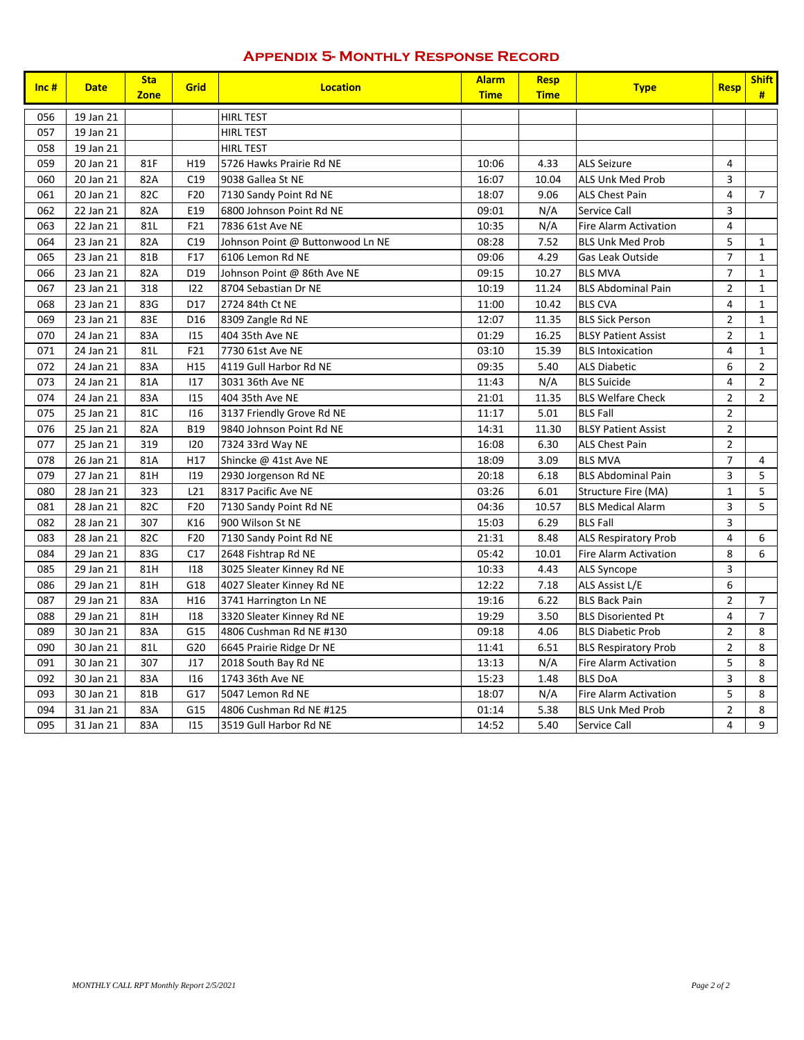# Appendix 5- Monthly Response Record

| Inc # | Date | Sta Zone | Grid | Location | Alarm Time | Resp Time | Type | Resp | Shift # |
|---|---|---|---|---|---|---|---|---|---|
| 056 | 19 Jan 21 | | | HIRL TEST | | | | | |
| 057 | 19 Jan 21 | | | HIRL TEST | | | | | |
| 058 | 19 Jan 21 | | | HIRL TEST | | | | | |
| 059 | 20 Jan 21 | 81F | H19 | 5726 Hawks Prairie Rd NE | 10:06 | 4.33 | ALS Seizure | 4 | |
| 060 | 20 Jan 21 | 82A | C19 | 9038 Gallea St NE | 16:07 | 10.04 | ALS Unk Med Prob | 3 | |
| 061 | 20 Jan 21 | 82C | F20 | 7130 Sandy Point Rd NE | 18:07 | 9.06 | ALS Chest Pain | 4 | 7 |
| 062 | 22 Jan 21 | 82A | E19 | 6800 Johnson Point Rd NE | 09:01 | N/A | Service Call | 3 | |
| 063 | 22 Jan 21 | 81L | F21 | 7836 61st Ave NE | 10:35 | N/A | Fire Alarm Activation | 4 | |
| 064 | 23 Jan 21 | 82A | C19 | Johnson Point @ Buttonwood Ln NE | 08:28 | 7.52 | BLS Unk Med Prob | 5 | 1 |
| 065 | 23 Jan 21 | 81B | F17 | 6106 Lemon Rd NE | 09:06 | 4.29 | Gas Leak Outside | 7 | 1 |
| 066 | 23 Jan 21 | 82A | D19 | Johnson Point @ 86th Ave NE | 09:15 | 10.27 | BLS MVA | 7 | 1 |
| 067 | 23 Jan 21 | 318 | I22 | 8704 Sebastian Dr NE | 10:19 | 11.24 | BLS Abdominal Pain | 2 | 1 |
| 068 | 23 Jan 21 | 83G | D17 | 2724 84th Ct NE | 11:00 | 10.42 | BLS CVA | 4 | 1 |
| 069 | 23 Jan 21 | 83E | D16 | 8309 Zangle Rd NE | 12:07 | 11.35 | BLS Sick Person | 2 | 1 |
| 070 | 24 Jan 21 | 83A | I15 | 404 35th Ave NE | 01:29 | 16.25 | BLSY Patient Assist | 2 | 1 |
| 071 | 24 Jan 21 | 81L | F21 | 7730 61st Ave NE | 03:10 | 15.39 | BLS Intoxication | 4 | 1 |
| 072 | 24 Jan 21 | 83A | H15 | 4119 Gull Harbor Rd NE | 09:35 | 5.40 | ALS Diabetic | 6 | 2 |
| 073 | 24 Jan 21 | 81A | I17 | 3031 36th Ave NE | 11:43 | N/A | BLS Suicide | 4 | 2 |
| 074 | 24 Jan 21 | 83A | I15 | 404 35th Ave NE | 21:01 | 11.35 | BLS Welfare Check | 2 | 2 |
| 075 | 25 Jan 21 | 81C | I16 | 3137 Friendly Grove Rd NE | 11:17 | 5.01 | BLS Fall | 2 | |
| 076 | 25 Jan 21 | 82A | B19 | 9840 Johnson Point Rd NE | 14:31 | 11.30 | BLSY Patient Assist | 2 | |
| 077 | 25 Jan 21 | 319 | I20 | 7324 33rd Way NE | 16:08 | 6.30 | ALS Chest Pain | 2 | |
| 078 | 26 Jan 21 | 81A | H17 | Shincke @ 41st Ave NE | 18:09 | 3.09 | BLS MVA | 7 | 4 |
| 079 | 27 Jan 21 | 81H | I19 | 2930 Jorgenson Rd NE | 20:18 | 6.18 | BLS Abdominal Pain | 3 | 5 |
| 080 | 28 Jan 21 | 323 | L21 | 8317 Pacific Ave NE | 03:26 | 6.01 | Structure Fire (MA) | 1 | 5 |
| 081 | 28 Jan 21 | 82C | F20 | 7130 Sandy Point Rd NE | 04:36 | 10.57 | BLS Medical Alarm | 3 | 5 |
| 082 | 28 Jan 21 | 307 | K16 | 900 Wilson St NE | 15:03 | 6.29 | BLS Fall | 3 | |
| 083 | 28 Jan 21 | 82C | F20 | 7130 Sandy Point Rd NE | 21:31 | 8.48 | ALS Respiratory Prob | 4 | 6 |
| 084 | 29 Jan 21 | 83G | C17 | 2648 Fishtrap Rd NE | 05:42 | 10.01 | Fire Alarm Activation | 8 | 6 |
| 085 | 29 Jan 21 | 81H | I18 | 3025 Sleater Kinney Rd NE | 10:33 | 4.43 | ALS Syncope | 3 | |
| 086 | 29 Jan 21 | 81H | G18 | 4027 Sleater Kinney Rd NE | 12:22 | 7.18 | ALS Assist L/E | 6 | |
| 087 | 29 Jan 21 | 83A | H16 | 3741 Harrington Ln NE | 19:16 | 6.22 | BLS Back Pain | 2 | 7 |
| 088 | 29 Jan 21 | 81H | I18 | 3320 Sleater Kinney Rd NE | 19:29 | 3.50 | BLS Disoriented Pt | 4 | 7 |
| 089 | 30 Jan 21 | 83A | G15 | 4806 Cushman Rd NE #130 | 09:18 | 4.06 | BLS Diabetic Prob | 2 | 8 |
| 090 | 30 Jan 21 | 81L | G20 | 6645 Prairie Ridge Dr NE | 11:41 | 6.51 | BLS Respiratory Prob | 2 | 8 |
| 091 | 30 Jan 21 | 307 | J17 | 2018 South Bay Rd NE | 13:13 | N/A | Fire Alarm Activation | 5 | 8 |
| 092 | 30 Jan 21 | 83A | I16 | 1743 36th Ave NE | 15:23 | 1.48 | BLS DoA | 3 | 8 |
| 093 | 30 Jan 21 | 81B | G17 | 5047 Lemon Rd NE | 18:07 | N/A | Fire Alarm Activation | 5 | 8 |
| 094 | 31 Jan 21 | 83A | G15 | 4806 Cushman Rd NE #125 | 01:14 | 5.38 | BLS Unk Med Prob | 2 | 8 |
| 095 | 31 Jan 21 | 83A | I15 | 3519 Gull Harbor Rd NE | 14:52 | 5.40 | Service Call | 4 | 9 |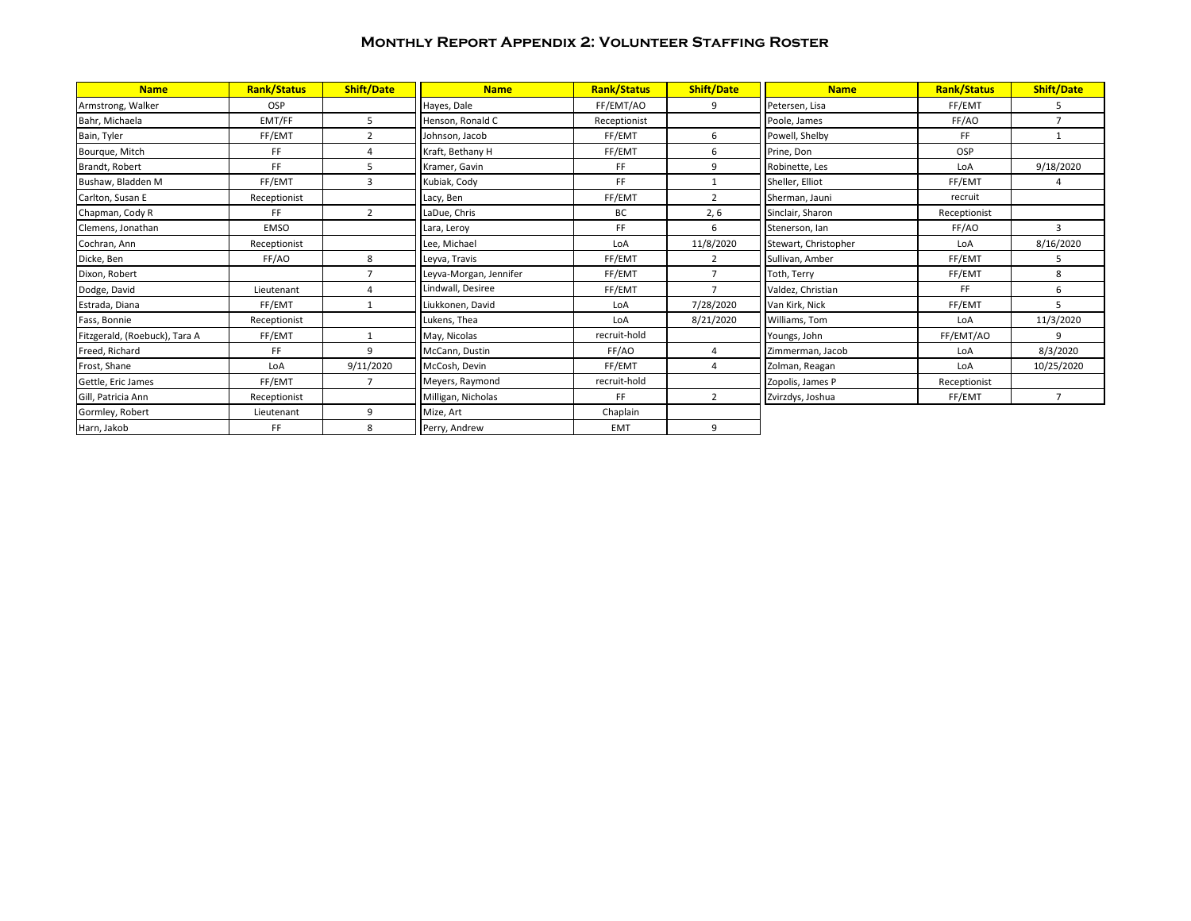## Monthly Report Appendix 2: Volunteer Staffing Roster

| Name | Rank/Status | Shift/Date |
|---|---|---|
| Armstrong, Walker | OSP | |
| Bahr, Michaela | EMT/FF | 5 |
| Bain, Tyler | FF/EMT | 2 |
| Bourque, Mitch | FF | 4 |
| Brandt, Robert | FF | 5 |
| Bushaw, Bladden M | FF/EMT | 3 |
| Carlton, Susan E | Receptionist | |
| Chapman, Cody R | FF | 2 |
| Clemens, Jonathan | EMSO | |
| Cochran, Ann | Receptionist | |
| Dicke, Ben | FF/AO | 8 |
| Dixon, Robert | | 7 |
| Dodge, David | Lieutenant | 4 |
| Estrada, Diana | FF/EMT | 1 |
| Fass, Bonnie | Receptionist | |
| Fitzgerald, (Roebuck), Tara A | FF/EMT | 1 |
| Freed, Richard | FF | 9 |
| Frost, Shane | LoA | 9/11/2020 |
| Gettle, Eric James | FF/EMT | 7 |
| Gill, Patricia Ann | Receptionist | |
| Gormley, Robert | Lieutenant | 9 |
| Harn, Jakob | FF | 8 |
| Hayes, Dale | FF/EMT/AO | 9 |
| Henson, Ronald C | Receptionist | |
| Johnson, Jacob | FF/EMT | 6 |
| Kraft, Bethany H | FF/EMT | 6 |
| Kramer, Gavin | FF | 9 |
| Kubiak, Cody | FF | 1 |
| Lacy, Ben | FF/EMT | 2 |
| LaDue, Chris | BC | 2, 6 |
| Lara, Leroy | FF | 6 |
| Lee, Michael | LoA | 11/8/2020 |
| Leyva, Travis | FF/EMT | 2 |
| Leyva-Morgan, Jennifer | FF/EMT | 7 |
| Lindwall, Desiree | FF/EMT | 7 |
| Liukkonen, David | LoA | 7/28/2020 |
| Lukens, Thea | LoA | 8/21/2020 |
| May, Nicolas | recruit-hold | |
| McCann, Dustin | FF/AO | 4 |
| McCosh, Devin | FF/EMT | 4 |
| Meyers, Raymond | recruit-hold | |
| Milligan, Nicholas | FF | 2 |
| Mize, Art | Chaplain | |
| Perry, Andrew | EMT | 9 |
| Petersen, Lisa | FF/EMT | 5 |
| Poole, James | FF/AO | 7 |
| Powell, Shelby | FF | 1 |
| Prine, Don | OSP | |
| Robinette, Les | LoA | 9/18/2020 |
| Sheller, Elliot | FF/EMT | 4 |
| Sherman, Jauni | recruit | |
| Sinclair, Sharon | Receptionist | |
| Stenerson, Ian | FF/AO | 3 |
| Stewart, Christopher | LoA | 8/16/2020 |
| Sullivan, Amber | FF/EMT | 5 |
| Toth, Terry | FF/EMT | 8 |
| Valdez, Christian | FF | 6 |
| Van Kirk, Nick | FF/EMT | 5 |
| Williams, Tom | LoA | 11/3/2020 |
| Youngs, John | FF/EMT/AO | 9 |
| Zimmerman, Jacob | LoA | 8/3/2020 |
| Zolman, Reagan | LoA | 10/25/2020 |
| Zopolis, James P | Receptionist | |
| Zvirzdys, Joshua | FF/EMT | 7 |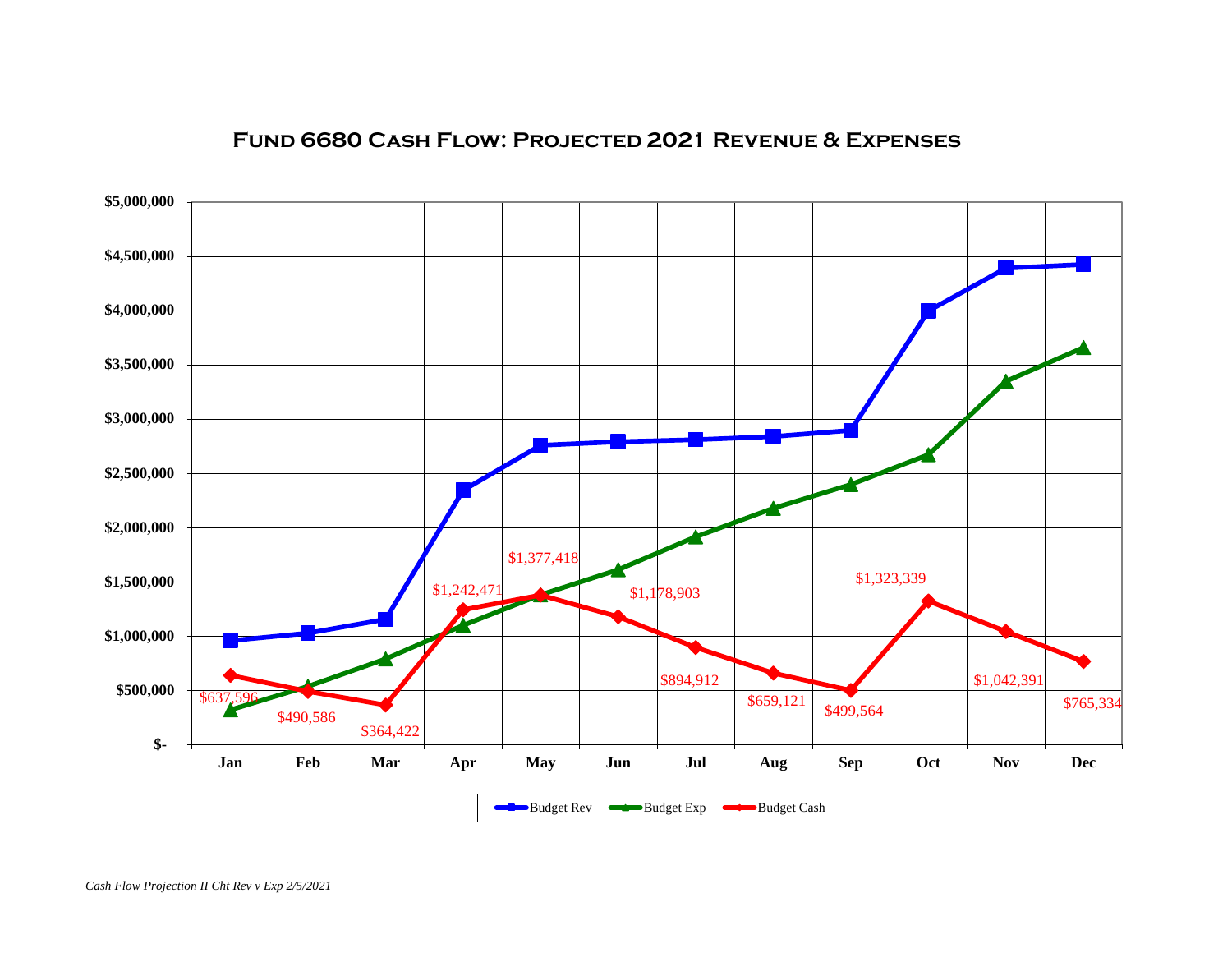## Fund 6680 Cash Flow: Projected 2021 Revenue & Expenses

$5,000,000
$4,500,000
$4,000,000
$3,500,000
$3,000,000
$2,500,000
$2,000,000
$1,500,000
$1,000,000
$500,000
$-

Jan Feb Mar Apr May Jun Jul Aug Sep Oct Nov Dec

$637,596
$490,586
$364,422
$1,242,471
$1,377,418
$1,178,903
$894,912
$659,121
$499,564
$1,323,339
$1,042,391
$765,334

Budget Rev
Budget Exp
Budget Cash

*Cash Flow Projection II Cht Rev v Exp 2/5/2021*